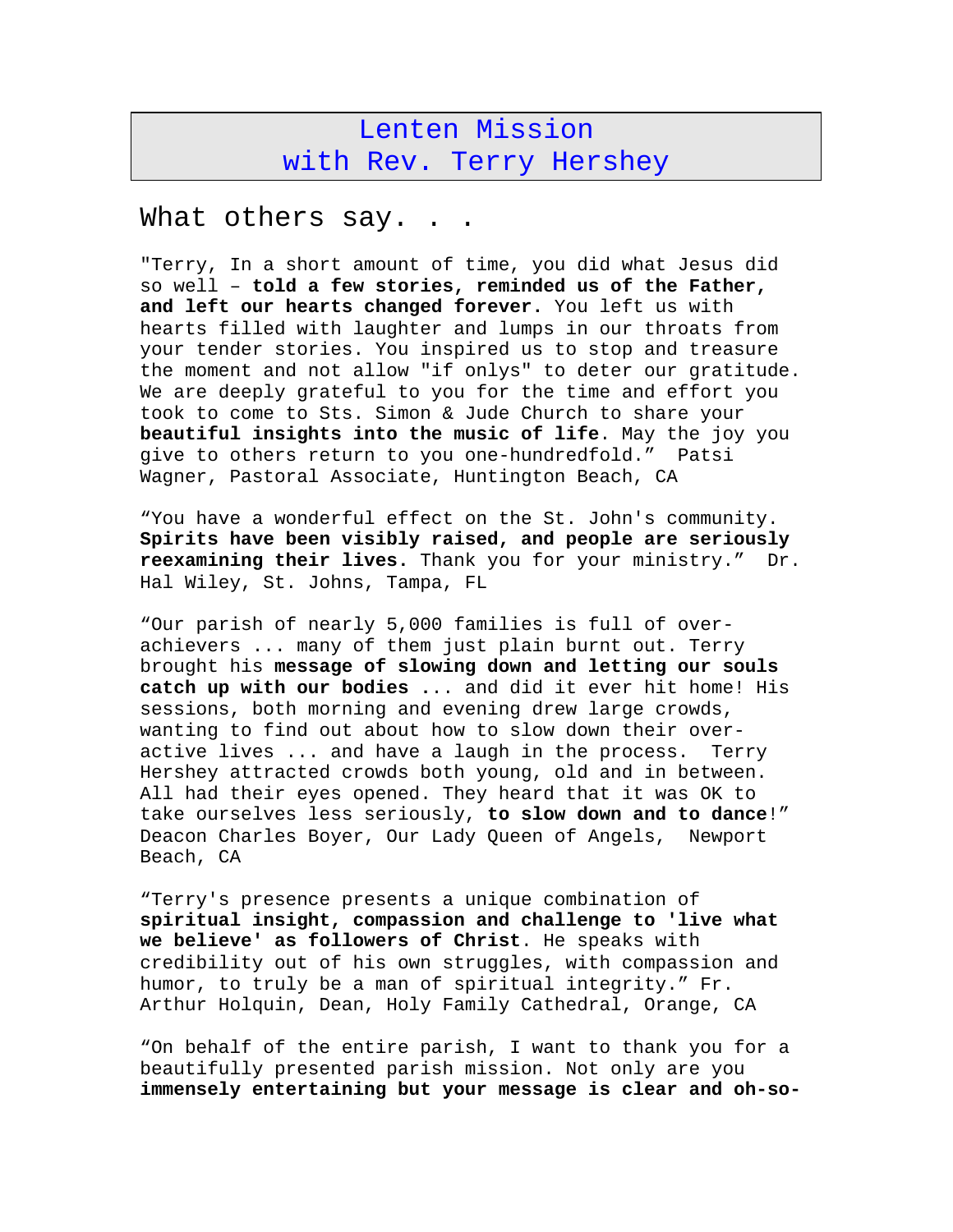# Lenten Mission
# with Rev. Terry Hershey

## What others say. . .

"Terry, In a short amount of time, you did what Jesus did so well – **told a few stories, reminded us of the Father, and left our hearts changed forever.** You left us with hearts filled with laughter and lumps in our throats from your tender stories. You inspired us to stop and treasure the moment and not allow "if onlys" to deter our gratitude. We are deeply grateful to you for the time and effort you took to come to Sts. Simon & Jude Church to share your **beautiful insights into the music of life**. May the joy you give to others return to you one-hundredfold." Patsi Wagner, Pastoral Associate, Huntington Beach, CA

"You have a wonderful effect on the St. John's community. **Spirits have been visibly raised, and people are seriously reexamining their lives.** Thank you for your ministry." Dr. Hal Wiley, St. Johns, Tampa, FL

"Our parish of nearly 5,000 families is full of over-achievers ... many of them just plain burnt out. Terry brought his **message of slowing down and letting our souls catch up with our bodies ...** and did it ever hit home! His sessions, both morning and evening drew large crowds, wanting to find out about how to slow down their over-active lives ... and have a laugh in the process. Terry Hershey attracted crowds both young, old and in between. All had their eyes opened. They heard that it was OK to take ourselves less seriously, **to slow down and to dance**!" Deacon Charles Boyer, Our Lady Queen of Angels, Newport Beach, CA

"Terry's presence presents a unique combination of **spiritual insight, compassion and challenge to 'live what we believe' as followers of Christ**. He speaks with credibility out of his own struggles, with compassion and humor, to truly be a man of spiritual integrity." Fr. Arthur Holquin, Dean, Holy Family Cathedral, Orange, CA

"On behalf of the entire parish, I want to thank you for a beautifully presented parish mission. Not only are you **immensely entertaining but your message is clear and oh-so-**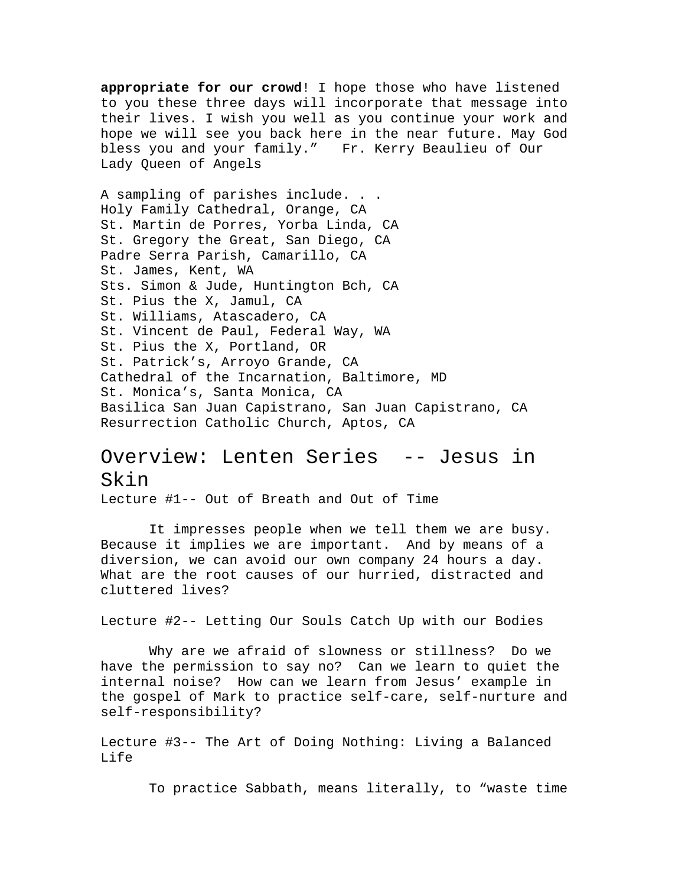**appropriate for our crowd**! I hope those who have listened to you these three days will incorporate that message into their lives. I wish you well as you continue your work and hope we will see you back here in the near future. May God bless you and your family." Fr. Kerry Beaulieu of Our Lady Queen of Angels

A sampling of parishes include. . .
Holy Family Cathedral, Orange, CA
St. Martin de Porres, Yorba Linda, CA
St. Gregory the Great, San Diego, CA
Padre Serra Parish, Camarillo, CA
St. James, Kent, WA
Sts. Simon & Jude, Huntington Bch, CA
St. Pius the X, Jamul, CA
St. Williams, Atascadero, CA
St. Vincent de Paul, Federal Way, WA
St. Pius the X, Portland, OR
St. Patrick's, Arroyo Grande, CA
Cathedral of the Incarnation, Baltimore, MD
St. Monica's, Santa Monica, CA
Basilica San Juan Capistrano, San Juan Capistrano, CA
Resurrection Catholic Church, Aptos, CA

## Overview: Lenten Series -- Jesus in Skin

Lecture #1-- Out of Breath and Out of Time

It impresses people when we tell them we are busy. Because it implies we are important. And by means of a diversion, we can avoid our own company 24 hours a day. What are the root causes of our hurried, distracted and cluttered lives?

Lecture #2-- Letting Our Souls Catch Up with our Bodies

Why are we afraid of slowness or stillness? Do we have the permission to say no? Can we learn to quiet the internal noise? How can we learn from Jesus' example in the gospel of Mark to practice self-care, self-nurture and self-responsibility?

Lecture #3-- The Art of Doing Nothing: Living a Balanced Life

To practice Sabbath, means literally, to "waste time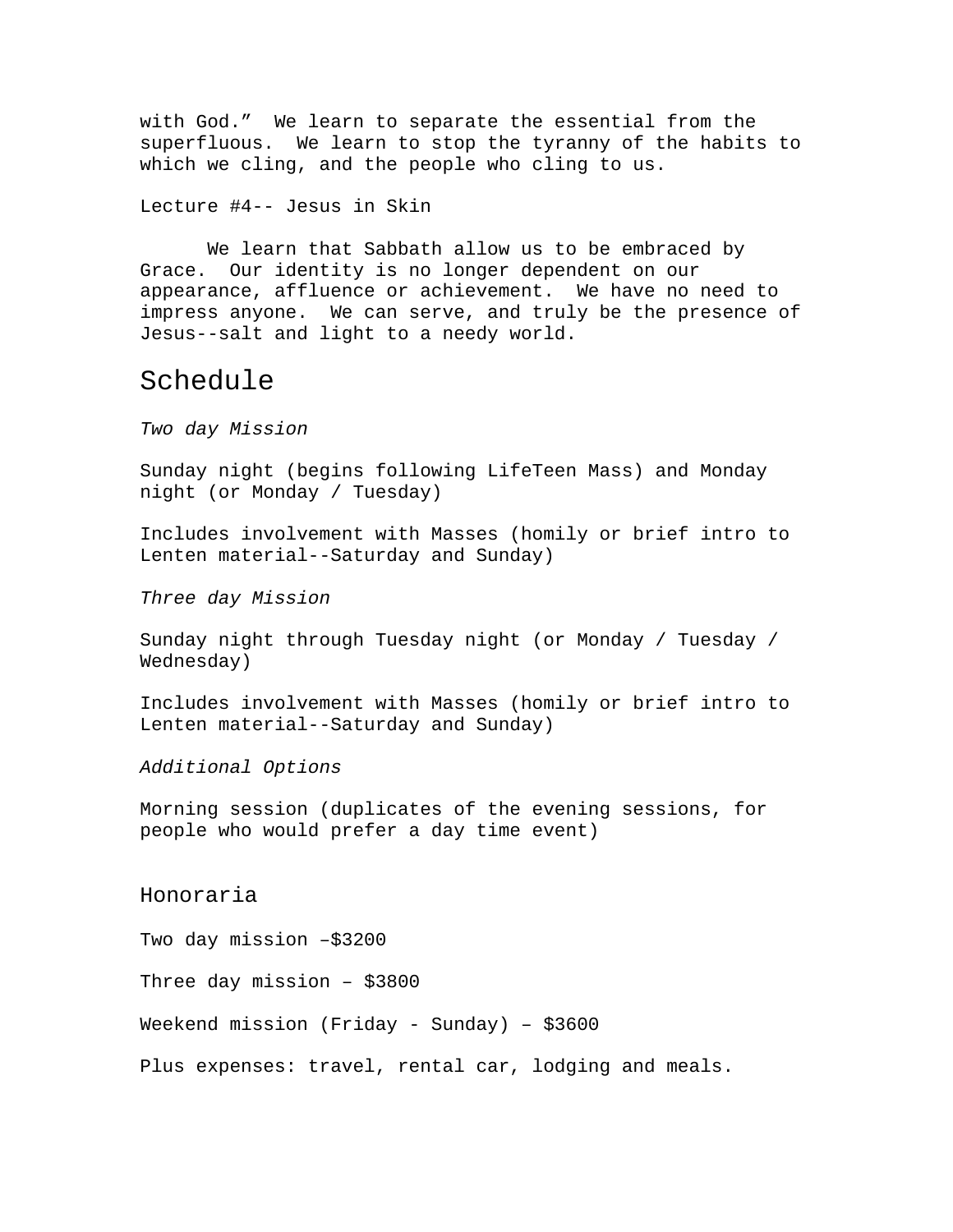with God." We learn to separate the essential from the superfluous. We learn to stop the tyranny of the habits to which we cling, and the people who cling to us.

Lecture #4-- Jesus in Skin

We learn that Sabbath allow us to be embraced by Grace. Our identity is no longer dependent on our appearance, affluence or achievement. We have no need to impress anyone. We can serve, and truly be the presence of Jesus--salt and light to a needy world.

## Schedule

*Two day Mission*

Sunday night (begins following LifeTeen Mass) and Monday night (or Monday / Tuesday)

Includes involvement with Masses (homily or brief intro to Lenten material--Saturday and Sunday)

*Three day Mission*

Sunday night through Tuesday night (or Monday / Tuesday / Wednesday)

Includes involvement with Masses (homily or brief intro to Lenten material--Saturday and Sunday)

*Additional Options*

Morning session (duplicates of the evening sessions, for people who would prefer a day time event)

### Honoraria

Two day mission –$3200

Three day mission – $3800

Weekend mission (Friday - Sunday) – $3600

Plus expenses: travel, rental car, lodging and meals.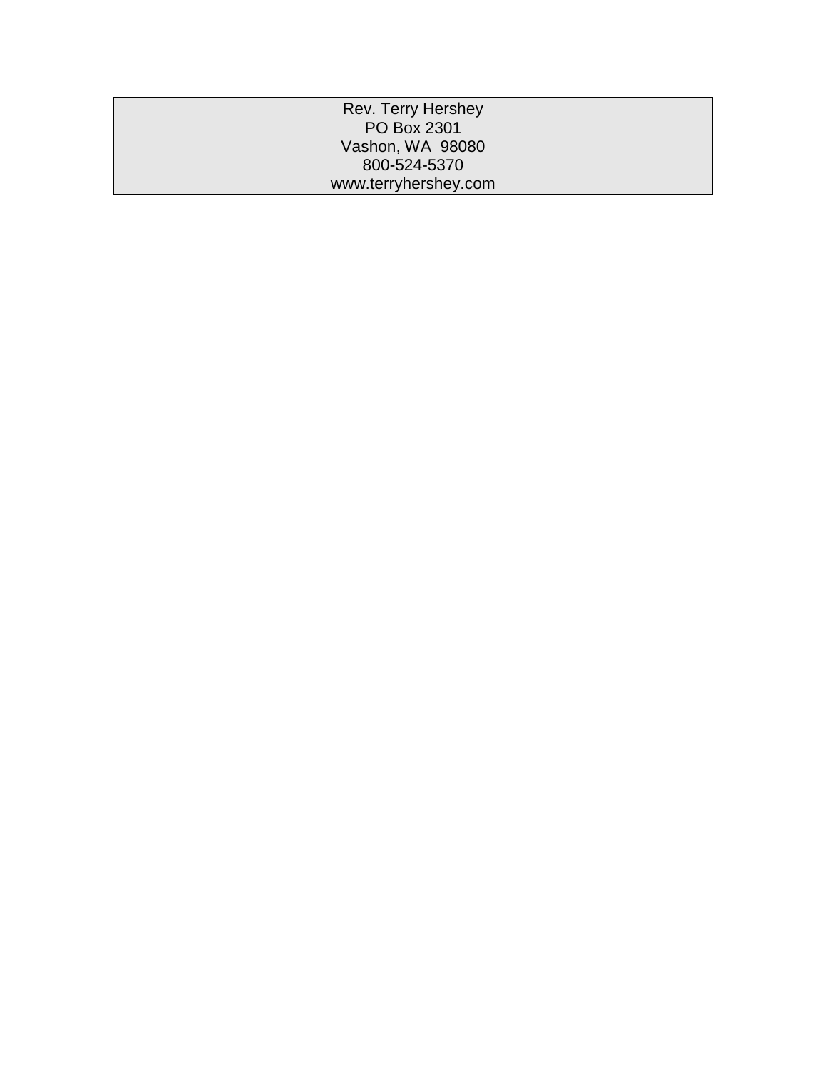Rev. Terry Hershey
PO Box 2301
Vashon, WA  98080
800-524-5370
www.terryhershey.com